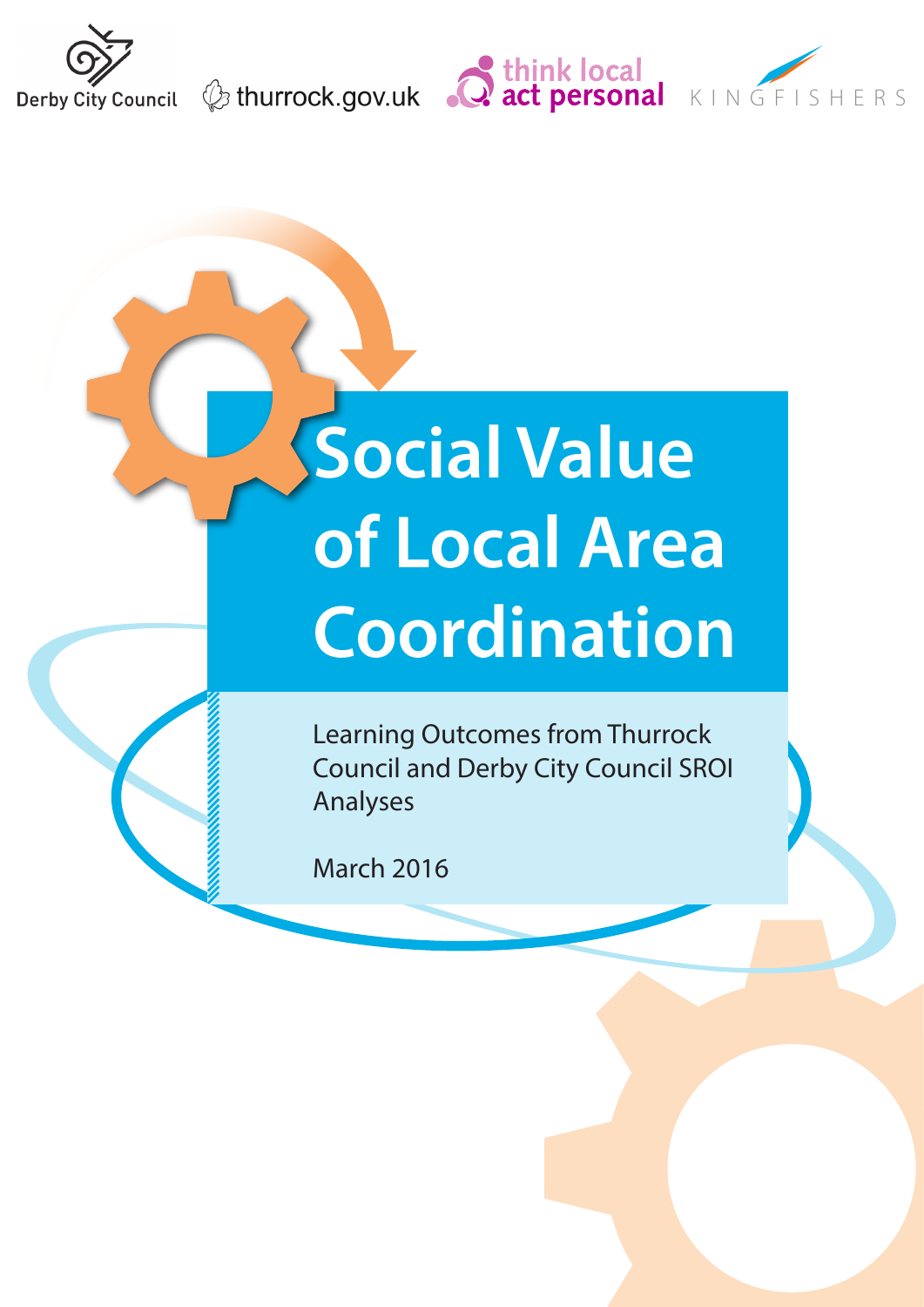Derby City Council

thurrock.gov.uk

think local act personal

KINGFISHERS

# Social Value of Local Area Coordination

Learning Outcomes from Thurrock Council and Derby City Council SROI Analyses

March 2016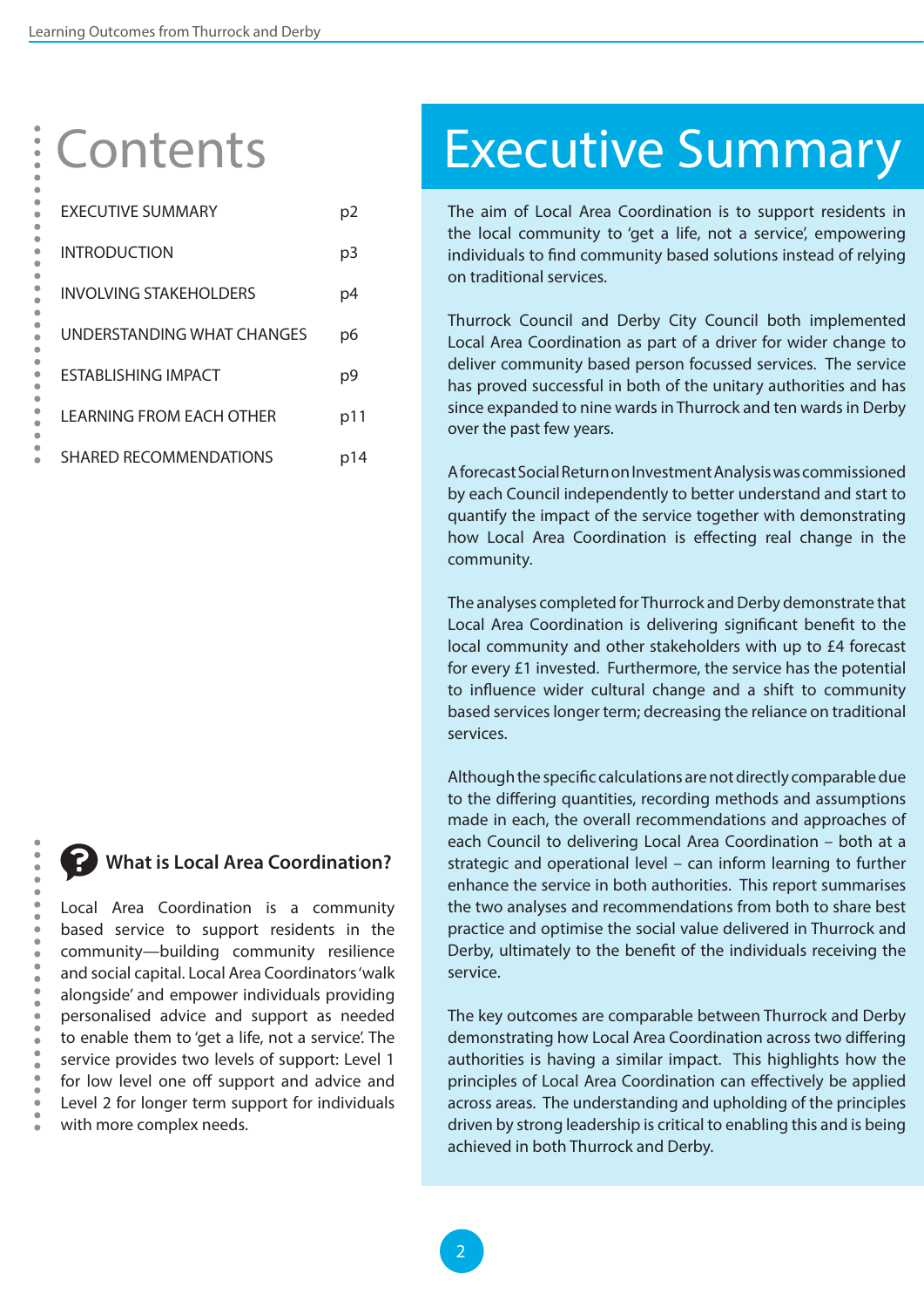# Contents

| | |
|---|---|
| EXECUTIVE SUMMARY | p2 |
| INTRODUCTION | p3 |
| INVOLVING STAKEHOLDERS | p4 |
| UNDERSTANDING WHAT CHANGES | p6 |
| ESTABLISHING IMPACT | p9 |
| LEARNING FROM EACH OTHER | p11 |
| SHARED RECOMMENDATIONS | p14 |

### What is Local Area Coordination?

Local Area Coordination is a community based service to support residents in the community—building community resilience and social capital. Local Area Coordinators 'walk alongside' and empower individuals providing personalised advice and support as needed to enable them to 'get a life, not a service'. The service provides two levels of support: Level 1 for low level one off support and advice and Level 2 for longer term support for individuals with more complex needs.

# Executive Summary

The aim of Local Area Coordination is to support residents in the local community to 'get a life, not a service', empowering individuals to find community based solutions instead of relying on traditional services.

Thurrock Council and Derby City Council both implemented Local Area Coordination as part of a driver for wider change to deliver community based person focussed services. The service has proved successful in both of the unitary authorities and has since expanded to nine wards in Thurrock and ten wards in Derby over the past few years.

A forecast Social Return on Investment Analysis was commissioned by each Council independently to better understand and start to quantify the impact of the service together with demonstrating how Local Area Coordination is effecting real change in the community.

The analyses completed for Thurrock and Derby demonstrate that Local Area Coordination is delivering significant benefit to the local community and other stakeholders with up to £4 forecast for every £1 invested. Furthermore, the service has the potential to influence wider cultural change and a shift to community based services longer term; decreasing the reliance on traditional services.

Although the specific calculations are not directly comparable due to the differing quantities, recording methods and assumptions made in each, the overall recommendations and approaches of each Council to delivering Local Area Coordination – both at a strategic and operational level – can inform learning to further enhance the service in both authorities. This report summarises the two analyses and recommendations from both to share best practice and optimise the social value delivered in Thurrock and Derby, ultimately to the benefit of the individuals receiving the service.

The key outcomes are comparable between Thurrock and Derby demonstrating how Local Area Coordination across two differing authorities is having a similar impact. This highlights how the principles of Local Area Coordination can effectively be applied across areas. The understanding and upholding of the principles driven by strong leadership is critical to enabling this and is being achieved in both Thurrock and Derby.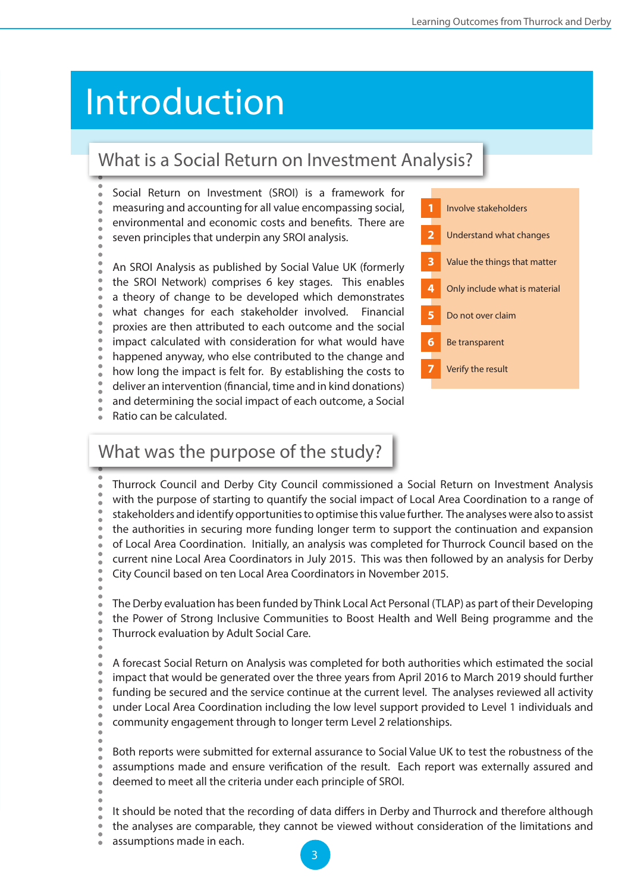# Introduction

## What is a Social Return on Investment Analysis?

Social Return on Investment (SROI) is a framework for measuring and accounting for all value encompassing social, environmental and economic costs and benefits. There are seven principles that underpin any SROI analysis.

1. Involve stakeholders
2. Understand what changes
3. Value the things that matter
4. Only include what is material
5. Do not over claim
6. Be transparent
7. Verify the result

An SROI Analysis as published by Social Value UK (formerly the SROI Network) comprises 6 key stages. This enables a theory of change to be developed which demonstrates what changes for each stakeholder involved. Financial proxies are then attributed to each outcome and the social impact calculated with consideration for what would have happened anyway, who else contributed to the change and how long the impact is felt for. By establishing the costs to deliver an intervention (financial, time and in kind donations) and determining the social impact of each outcome, a Social Ratio can be calculated.

## What was the purpose of the study?

Thurrock Council and Derby City Council commissioned a Social Return on Investment Analysis with the purpose of starting to quantify the social impact of Local Area Coordination to a range of stakeholders and identify opportunities to optimise this value further. The analyses were also to assist the authorities in securing more funding longer term to support the continuation and expansion of Local Area Coordination. Initially, an analysis was completed for Thurrock Council based on the current nine Local Area Coordinators in July 2015. This was then followed by an analysis for Derby City Council based on ten Local Area Coordinators in November 2015.

The Derby evaluation has been funded by Think Local Act Personal (TLAP) as part of their Developing the Power of Strong Inclusive Communities to Boost Health and Well Being programme and the Thurrock evaluation by Adult Social Care.

A forecast Social Return on Analysis was completed for both authorities which estimated the social impact that would be generated over the three years from April 2016 to March 2019 should further funding be secured and the service continue at the current level. The analyses reviewed all activity under Local Area Coordination including the low level support provided to Level 1 individuals and community engagement through to longer term Level 2 relationships.

Both reports were submitted for external assurance to Social Value UK to test the robustness of the assumptions made and ensure verification of the result. Each report was externally assured and deemed to meet all the criteria under each principle of SROI.

It should be noted that the recording of data differs in Derby and Thurrock and therefore although the analyses are comparable, they cannot be viewed without consideration of the limitations and assumptions made in each.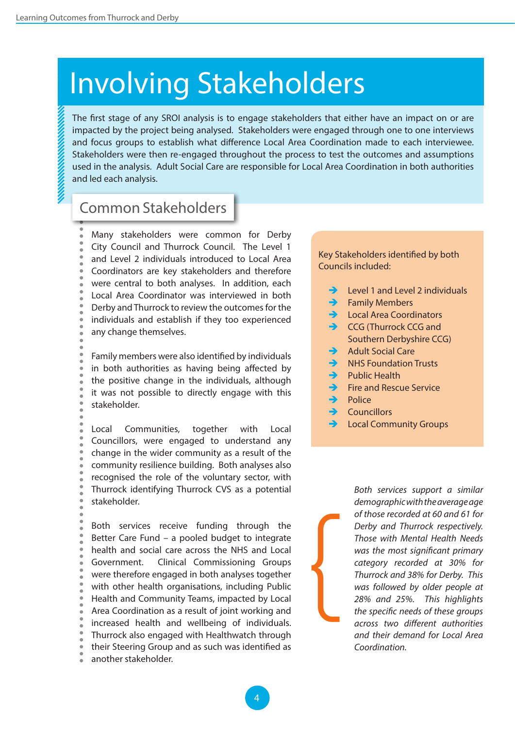# Involving Stakeholders

The first stage of any SROI analysis is to engage stakeholders that either have an impact on or are impacted by the project being analysed. Stakeholders were engaged through one to one interviews and focus groups to establish what difference Local Area Coordination made to each interviewee. Stakeholders were then re-engaged throughout the process to test the outcomes and assumptions used in the analysis. Adult Social Care are responsible for Local Area Coordination in both authorities and led each analysis.

## Common Stakeholders

Many stakeholders were common for Derby City Council and Thurrock Council. The Level 1 and Level 2 individuals introduced to Local Area Coordinators are key stakeholders and therefore were central to both analyses. In addition, each Local Area Coordinator was interviewed in both Derby and Thurrock to review the outcomes for the individuals and establish if they too experienced any change themselves.

Family members were also identified by individuals in both authorities as having being affected by the positive change in the individuals, although it was not possible to directly engage with this stakeholder.

Local Communities, together with Local Councillors, were engaged to understand any change in the wider community as a result of the community resilience building. Both analyses also recognised the role of the voluntary sector, with Thurrock identifying Thurrock CVS as a potential stakeholder.

Both services receive funding through the Better Care Fund – a pooled budget to integrate health and social care across the NHS and Local Government. Clinical Commissioning Groups were therefore engaged in both analyses together with other health organisations, including Public Health and Community Teams, impacted by Local Area Coordination as a result of joint working and increased health and wellbeing of individuals. Thurrock also engaged with Healthwatch through their Steering Group and as such was identified as another stakeholder.

Key Stakeholders identified by both Councils included:

- Level 1 and Level 2 individuals
- Family Members
- Local Area Coordinators
- CCG (Thurrock CCG and Southern Derbyshire CCG)
- Adult Social Care
- NHS Foundation Trusts
- Public Health
- Fire and Rescue Service
- Police
- Councillors
- Local Community Groups

*Both services support a similar demographic with the average age of those recorded at 60 and 61 for Derby and Thurrock respectively. Those with Mental Health Needs was the most significant primary category recorded at 30% for Thurrock and 38% for Derby. This was followed by older people at 28% and 25%. This highlights the specific needs of these groups across two different authorities and their demand for Local Area Coordination.*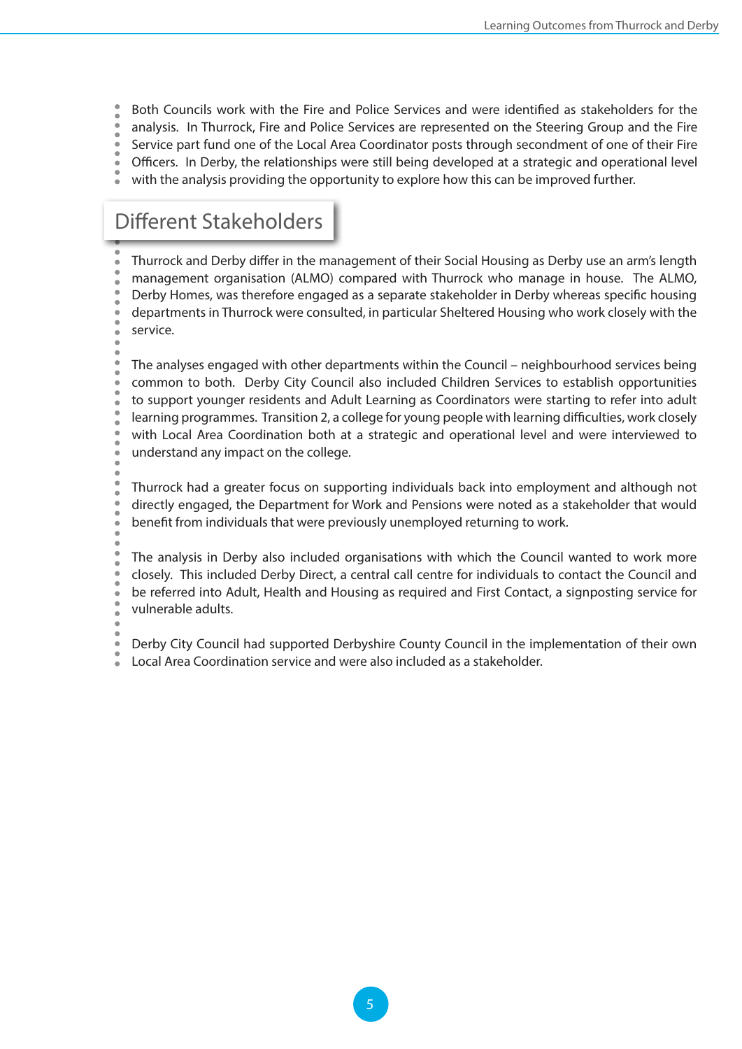Both Councils work with the Fire and Police Services and were identified as stakeholders for the analysis. In Thurrock, Fire and Police Services are represented on the Steering Group and the Fire Service part fund one of the Local Area Coordinator posts through secondment of one of their Fire Officers. In Derby, the relationships were still being developed at a strategic and operational level with the analysis providing the opportunity to explore how this can be improved further.

## Different Stakeholders

Thurrock and Derby differ in the management of their Social Housing as Derby use an arm's length management organisation (ALMO) compared with Thurrock who manage in house. The ALMO, Derby Homes, was therefore engaged as a separate stakeholder in Derby whereas specific housing departments in Thurrock were consulted, in particular Sheltered Housing who work closely with the service.

The analyses engaged with other departments within the Council – neighbourhood services being common to both. Derby City Council also included Children Services to establish opportunities to support younger residents and Adult Learning as Coordinators were starting to refer into adult learning programmes. Transition 2, a college for young people with learning difficulties, work closely with Local Area Coordination both at a strategic and operational level and were interviewed to understand any impact on the college.

Thurrock had a greater focus on supporting individuals back into employment and although not directly engaged, the Department for Work and Pensions were noted as a stakeholder that would benefit from individuals that were previously unemployed returning to work.

The analysis in Derby also included organisations with which the Council wanted to work more closely. This included Derby Direct, a central call centre for individuals to contact the Council and be referred into Adult, Health and Housing as required and First Contact, a signposting service for vulnerable adults.

Derby City Council had supported Derbyshire County Council in the implementation of their own Local Area Coordination service and were also included as a stakeholder.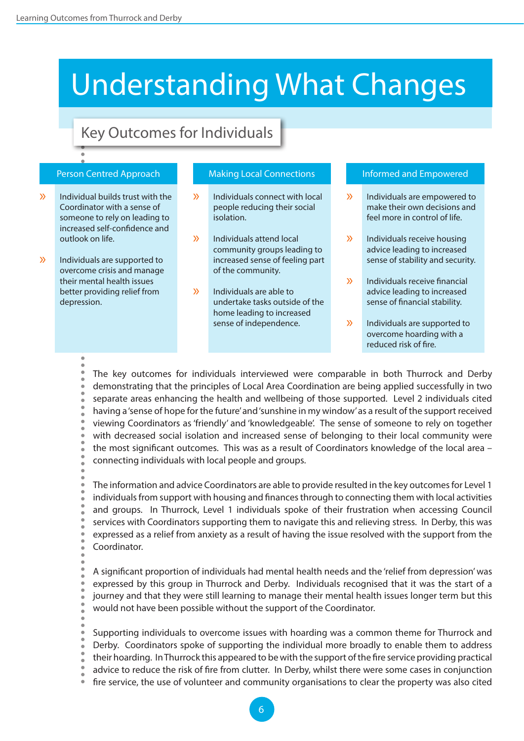# Understanding What Changes

## Key Outcomes for Individuals

### Person Centred Approach

- Individual builds trust with the Coordinator with a sense of someone to rely on leading to increased self-confidence and outlook on life.
- Individuals are supported to overcome crisis and manage their mental health issues better providing relief from depression.

### Making Local Connections

- Individuals connect with local people reducing their social isolation.
- Individuals attend local community groups leading to increased sense of feeling part of the community.
- Individuals are able to undertake tasks outside of the home leading to increased sense of independence.

### Informed and Empowered

- Individuals are empowered to make their own decisions and feel more in control of life.
- Individuals receive housing advice leading to increased sense of stability and security.
- Individuals receive financial advice leading to increased sense of financial stability.
- Individuals are supported to overcome hoarding with a reduced risk of fire.

The key outcomes for individuals interviewed were comparable in both Thurrock and Derby demonstrating that the principles of Local Area Coordination are being applied successfully in two separate areas enhancing the health and wellbeing of those supported. Level 2 individuals cited having a 'sense of hope for the future' and 'sunshine in my window' as a result of the support received viewing Coordinators as 'friendly' and 'knowledgeable'. The sense of someone to rely on together with decreased social isolation and increased sense of belonging to their local community were the most significant outcomes. This was as a result of Coordinators knowledge of the local area – connecting individuals with local people and groups.

The information and advice Coordinators are able to provide resulted in the key outcomes for Level 1 individuals from support with housing and finances through to connecting them with local activities and groups. In Thurrock, Level 1 individuals spoke of their frustration when accessing Council services with Coordinators supporting them to navigate this and relieving stress. In Derby, this was expressed as a relief from anxiety as a result of having the issue resolved with the support from the Coordinator.

A significant proportion of individuals had mental health needs and the 'relief from depression' was expressed by this group in Thurrock and Derby. Individuals recognised that it was the start of a journey and that they were still learning to manage their mental health issues longer term but this would not have been possible without the support of the Coordinator.

Supporting individuals to overcome issues with hoarding was a common theme for Thurrock and Derby. Coordinators spoke of supporting the individual more broadly to enable them to address their hoarding. In Thurrock this appeared to be with the support of the fire service providing practical advice to reduce the risk of fire from clutter. In Derby, whilst there were some cases in conjunction fire service, the use of volunteer and community organisations to clear the property was also cited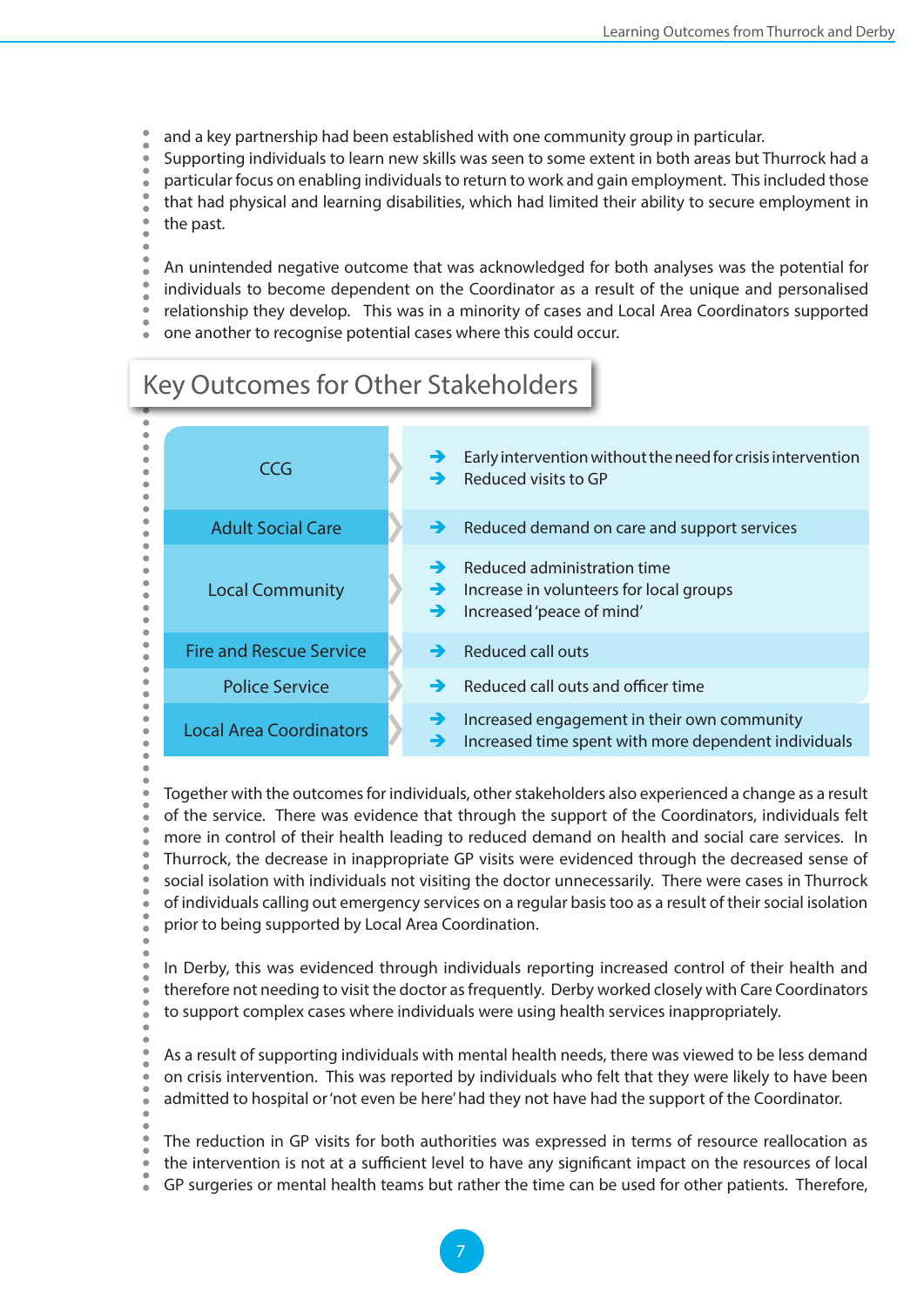and a key partnership had been established with one community group in particular.

Supporting individuals to learn new skills was seen to some extent in both areas but Thurrock had a particular focus on enabling individuals to return to work and gain employment. This included those that had physical and learning disabilities, which had limited their ability to secure employment in the past.

An unintended negative outcome that was acknowledged for both analyses was the potential for individuals to become dependent on the Coordinator as a result of the unique and personalised relationship they develop. This was in a minority of cases and Local Area Coordinators supported one another to recognise potential cases where this could occur.

## Key Outcomes for Other Stakeholders

| Stakeholder | Outcomes |
|---|---|
| CCG | Early intervention without the need for crisis intervention<br>Reduced visits to GP |
| Adult Social Care | Reduced demand on care and support services |
| Local Community | Reduced administration time<br>Increase in volunteers for local groups<br>Increased 'peace of mind' |
| Fire and Rescue Service | Reduced call outs |
| Police Service | Reduced call outs and officer time |
| Local Area Coordinators | Increased engagement in their own community<br>Increased time spent with more dependent individuals |

Together with the outcomes for individuals, other stakeholders also experienced a change as a result of the service. There was evidence that through the support of the Coordinators, individuals felt more in control of their health leading to reduced demand on health and social care services. In Thurrock, the decrease in inappropriate GP visits were evidenced through the decreased sense of social isolation with individuals not visiting the doctor unnecessarily. There were cases in Thurrock of individuals calling out emergency services on a regular basis too as a result of their social isolation prior to being supported by Local Area Coordination.

In Derby, this was evidenced through individuals reporting increased control of their health and therefore not needing to visit the doctor as frequently. Derby worked closely with Care Coordinators to support complex cases where individuals were using health services inappropriately.

As a result of supporting individuals with mental health needs, there was viewed to be less demand on crisis intervention. This was reported by individuals who felt that they were likely to have been admitted to hospital or 'not even be here' had they not have had the support of the Coordinator.

The reduction in GP visits for both authorities was expressed in terms of resource reallocation as the intervention is not at a sufficient level to have any significant impact on the resources of local GP surgeries or mental health teams but rather the time can be used for other patients. Therefore,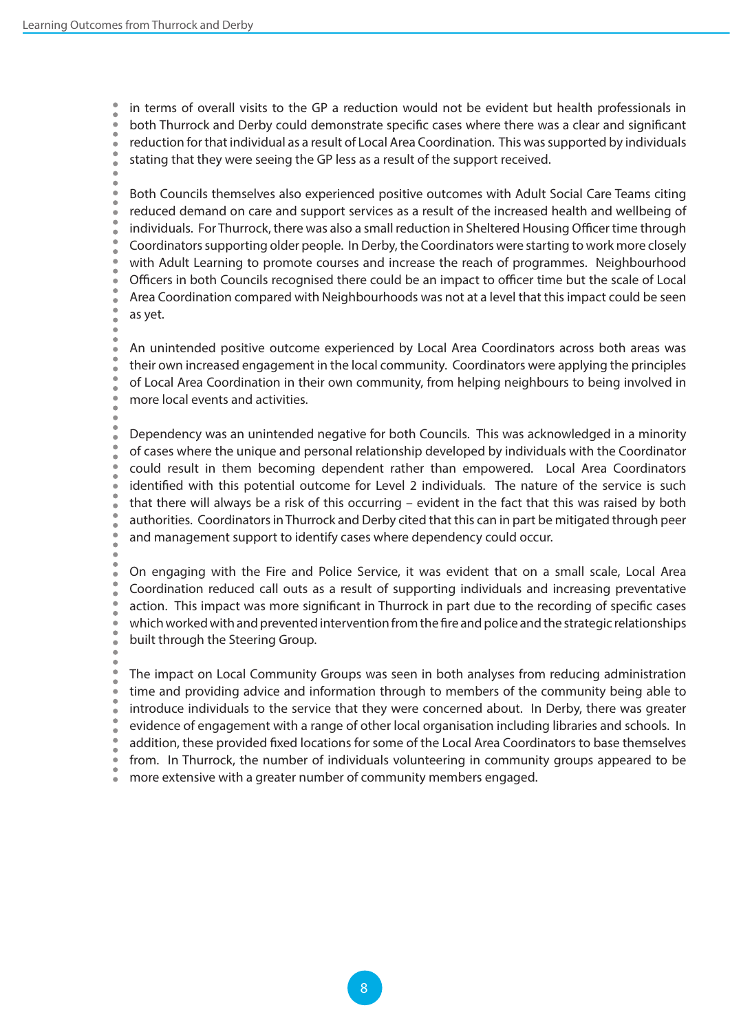in terms of overall visits to the GP a reduction would not be evident but health professionals in both Thurrock and Derby could demonstrate specific cases where there was a clear and significant reduction for that individual as a result of Local Area Coordination. This was supported by individuals stating that they were seeing the GP less as a result of the support received.

Both Councils themselves also experienced positive outcomes with Adult Social Care Teams citing reduced demand on care and support services as a result of the increased health and wellbeing of individuals. For Thurrock, there was also a small reduction in Sheltered Housing Officer time through Coordinators supporting older people. In Derby, the Coordinators were starting to work more closely with Adult Learning to promote courses and increase the reach of programmes. Neighbourhood Officers in both Councils recognised there could be an impact to officer time but the scale of Local Area Coordination compared with Neighbourhoods was not at a level that this impact could be seen as yet.

An unintended positive outcome experienced by Local Area Coordinators across both areas was their own increased engagement in the local community. Coordinators were applying the principles of Local Area Coordination in their own community, from helping neighbours to being involved in more local events and activities.

Dependency was an unintended negative for both Councils. This was acknowledged in a minority of cases where the unique and personal relationship developed by individuals with the Coordinator could result in them becoming dependent rather than empowered. Local Area Coordinators identified with this potential outcome for Level 2 individuals. The nature of the service is such that there will always be a risk of this occurring – evident in the fact that this was raised by both authorities. Coordinators in Thurrock and Derby cited that this can in part be mitigated through peer and management support to identify cases where dependency could occur.

On engaging with the Fire and Police Service, it was evident that on a small scale, Local Area Coordination reduced call outs as a result of supporting individuals and increasing preventative action. This impact was more significant in Thurrock in part due to the recording of specific cases which worked with and prevented intervention from the fire and police and the strategic relationships built through the Steering Group.

The impact on Local Community Groups was seen in both analyses from reducing administration time and providing advice and information through to members of the community being able to introduce individuals to the service that they were concerned about. In Derby, there was greater evidence of engagement with a range of other local organisation including libraries and schools. In addition, these provided fixed locations for some of the Local Area Coordinators to base themselves from. In Thurrock, the number of individuals volunteering in community groups appeared to be more extensive with a greater number of community members engaged.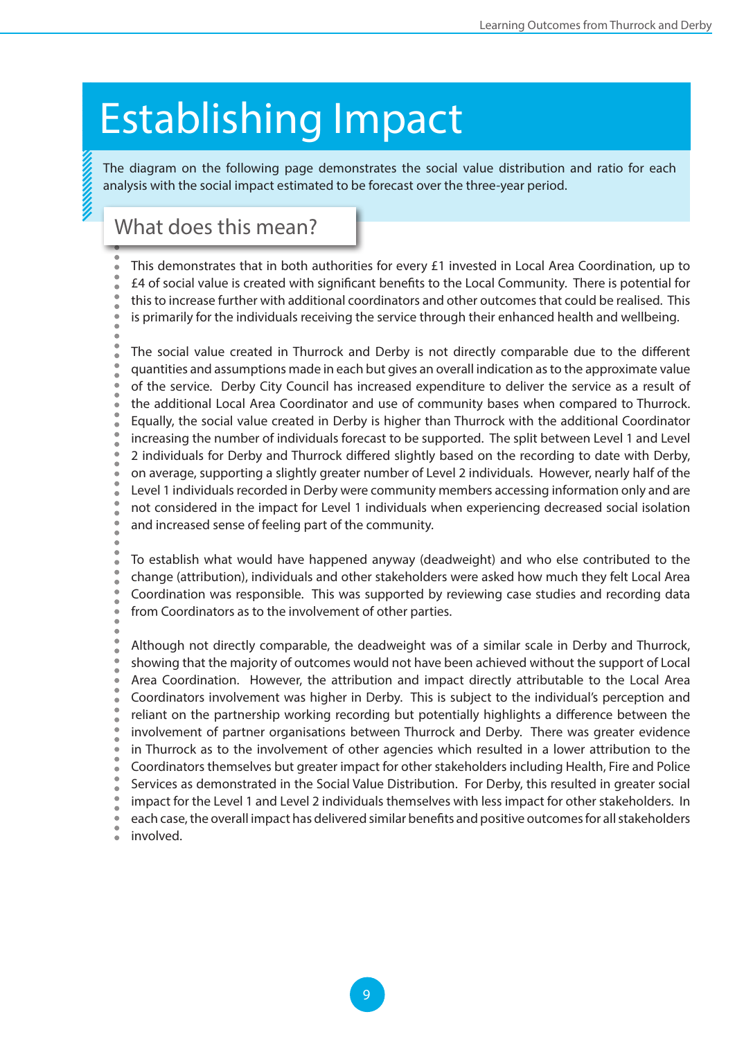# Establishing Impact

The diagram on the following page demonstrates the social value distribution and ratio for each analysis with the social impact estimated to be forecast over the three-year period.

## What does this mean?

This demonstrates that in both authorities for every £1 invested in Local Area Coordination, up to £4 of social value is created with significant benefits to the Local Community. There is potential for this to increase further with additional coordinators and other outcomes that could be realised. This is primarily for the individuals receiving the service through their enhanced health and wellbeing.

The social value created in Thurrock and Derby is not directly comparable due to the different quantities and assumptions made in each but gives an overall indication as to the approximate value of the service. Derby City Council has increased expenditure to deliver the service as a result of the additional Local Area Coordinator and use of community bases when compared to Thurrock. Equally, the social value created in Derby is higher than Thurrock with the additional Coordinator increasing the number of individuals forecast to be supported. The split between Level 1 and Level 2 individuals for Derby and Thurrock differed slightly based on the recording to date with Derby, on average, supporting a slightly greater number of Level 2 individuals. However, nearly half of the Level 1 individuals recorded in Derby were community members accessing information only and are not considered in the impact for Level 1 individuals when experiencing decreased social isolation and increased sense of feeling part of the community.

To establish what would have happened anyway (deadweight) and who else contributed to the change (attribution), individuals and other stakeholders were asked how much they felt Local Area Coordination was responsible. This was supported by reviewing case studies and recording data from Coordinators as to the involvement of other parties.

Although not directly comparable, the deadweight was of a similar scale in Derby and Thurrock, showing that the majority of outcomes would not have been achieved without the support of Local Area Coordination. However, the attribution and impact directly attributable to the Local Area Coordinators involvement was higher in Derby. This is subject to the individual's perception and reliant on the partnership working recording but potentially highlights a difference between the involvement of partner organisations between Thurrock and Derby. There was greater evidence in Thurrock as to the involvement of other agencies which resulted in a lower attribution to the Coordinators themselves but greater impact for other stakeholders including Health, Fire and Police Services as demonstrated in the Social Value Distribution. For Derby, this resulted in greater social impact for the Level 1 and Level 2 individuals themselves with less impact for other stakeholders. In each case, the overall impact has delivered similar benefits and positive outcomes for all stakeholders involved.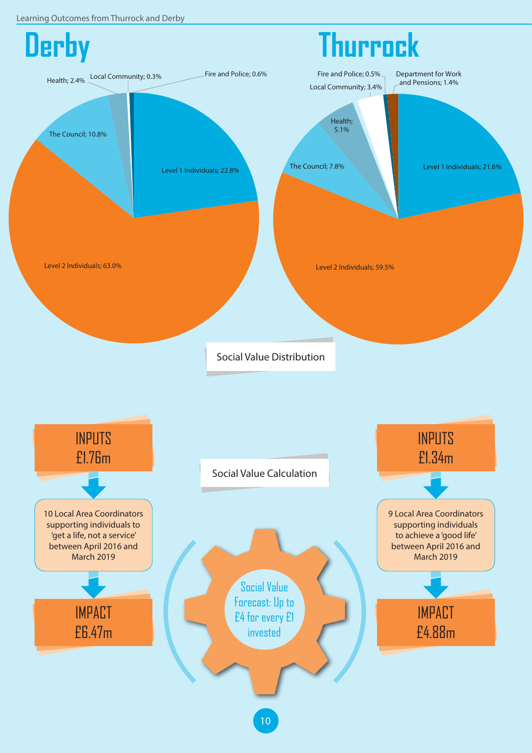## Derby

- Level 1 Individuals; 22.8%
- Level 2 Individuals; 63.0%
- The Council; 10.8%
- Health; 2.4%
- Local Community; 0.3%
- Fire and Police; 0.6%

## Thurrock

- Level 1 Individuals; 21.6%
- Level 2 Individuals; 59.5%
- The Council; 7.8%
- Health; 5.1%
- Local Community; 3.4%
- Fire and Police; 0.5%
- Department for Work and Pensions; 1.4%

Social Value Distribution

Social Value Calculation

**Derby**

INPUTS
£1.76m

10 Local Area Coordinators supporting individuals to 'get a life, not a service' between April 2016 and March 2019

IMPACT
£6.47m

**Thurrock**

INPUTS
£1.34m

9 Local Area Coordinators supporting individuals to achieve a 'good life' between April 2016 and March 2019

IMPACT
£4.88m

Social Value Forecast: Up to £4 for every £1 invested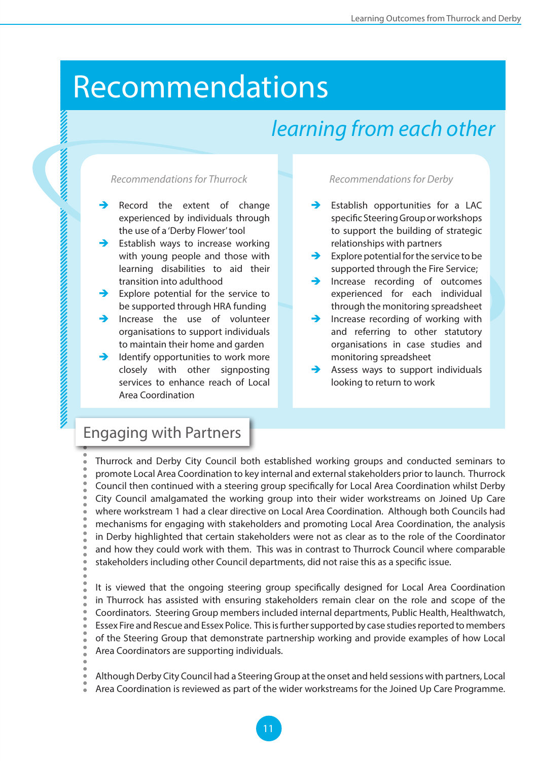# Recommendations

## *learning from each other*

*Recommendations for Thurrock*

- Record the extent of change experienced by individuals through the use of a 'Derby Flower' tool
- Establish ways to increase working with young people and those with learning disabilities to aid their transition into adulthood
- Explore potential for the service to be supported through HRA funding
- Increase the use of volunteer organisations to support individuals to maintain their home and garden
- Identify opportunities to work more closely with other signposting services to enhance reach of Local Area Coordination

*Recommendations for Derby*

- Establish opportunities for a LAC specific Steering Group or workshops to support the building of strategic relationships with partners
- Explore potential for the service to be supported through the Fire Service;
- Increase recording of outcomes experienced for each individual through the monitoring spreadsheet
- Increase recording of working with and referring to other statutory organisations in case studies and monitoring spreadsheet
- Assess ways to support individuals looking to return to work

## Engaging with Partners

Thurrock and Derby City Council both established working groups and conducted seminars to promote Local Area Coordination to key internal and external stakeholders prior to launch. Thurrock Council then continued with a steering group specifically for Local Area Coordination whilst Derby City Council amalgamated the working group into their wider workstreams on Joined Up Care where workstream 1 had a clear directive on Local Area Coordination. Although both Councils had mechanisms for engaging with stakeholders and promoting Local Area Coordination, the analysis in Derby highlighted that certain stakeholders were not as clear as to the role of the Coordinator and how they could work with them. This was in contrast to Thurrock Council where comparable stakeholders including other Council departments, did not raise this as a specific issue.

It is viewed that the ongoing steering group specifically designed for Local Area Coordination in Thurrock has assisted with ensuring stakeholders remain clear on the role and scope of the Coordinators. Steering Group members included internal departments, Public Health, Healthwatch, Essex Fire and Rescue and Essex Police. This is further supported by case studies reported to members of the Steering Group that demonstrate partnership working and provide examples of how Local Area Coordinators are supporting individuals.

Although Derby City Council had a Steering Group at the onset and held sessions with partners, Local Area Coordination is reviewed as part of the wider workstreams for the Joined Up Care Programme.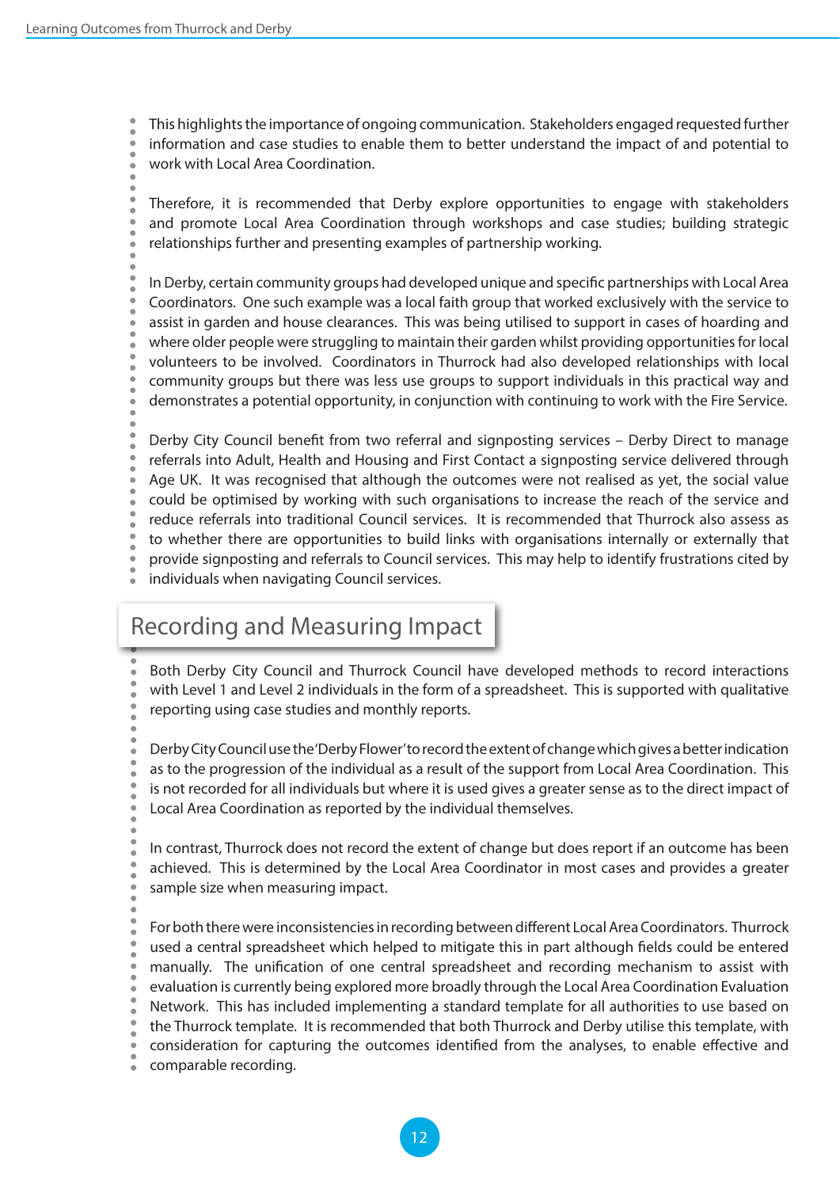This highlights the importance of ongoing communication. Stakeholders engaged requested further information and case studies to enable them to better understand the impact of and potential to work with Local Area Coordination.

Therefore, it is recommended that Derby explore opportunities to engage with stakeholders and promote Local Area Coordination through workshops and case studies; building strategic relationships further and presenting examples of partnership working.

In Derby, certain community groups had developed unique and specific partnerships with Local Area Coordinators. One such example was a local faith group that worked exclusively with the service to assist in garden and house clearances. This was being utilised to support in cases of hoarding and where older people were struggling to maintain their garden whilst providing opportunities for local volunteers to be involved. Coordinators in Thurrock had also developed relationships with local community groups but there was less use groups to support individuals in this practical way and demonstrates a potential opportunity, in conjunction with continuing to work with the Fire Service.

Derby City Council benefit from two referral and signposting services – Derby Direct to manage referrals into Adult, Health and Housing and First Contact a signposting service delivered through Age UK. It was recognised that although the outcomes were not realised as yet, the social value could be optimised by working with such organisations to increase the reach of the service and reduce referrals into traditional Council services. It is recommended that Thurrock also assess as to whether there are opportunities to build links with organisations internally or externally that provide signposting and referrals to Council services. This may help to identify frustrations cited by individuals when navigating Council services.

## Recording and Measuring Impact

Both Derby City Council and Thurrock Council have developed methods to record interactions with Level 1 and Level 2 individuals in the form of a spreadsheet. This is supported with qualitative reporting using case studies and monthly reports.

Derby City Council use the 'Derby Flower' to record the extent of change which gives a better indication as to the progression of the individual as a result of the support from Local Area Coordination. This is not recorded for all individuals but where it is used gives a greater sense as to the direct impact of Local Area Coordination as reported by the individual themselves.

In contrast, Thurrock does not record the extent of change but does report if an outcome has been achieved. This is determined by the Local Area Coordinator in most cases and provides a greater sample size when measuring impact.

For both there were inconsistencies in recording between different Local Area Coordinators. Thurrock used a central spreadsheet which helped to mitigate this in part although fields could be entered manually. The unification of one central spreadsheet and recording mechanism to assist with evaluation is currently being explored more broadly through the Local Area Coordination Evaluation Network. This has included implementing a standard template for all authorities to use based on the Thurrock template. It is recommended that both Thurrock and Derby utilise this template, with consideration for capturing the outcomes identified from the analyses, to enable effective and comparable recording.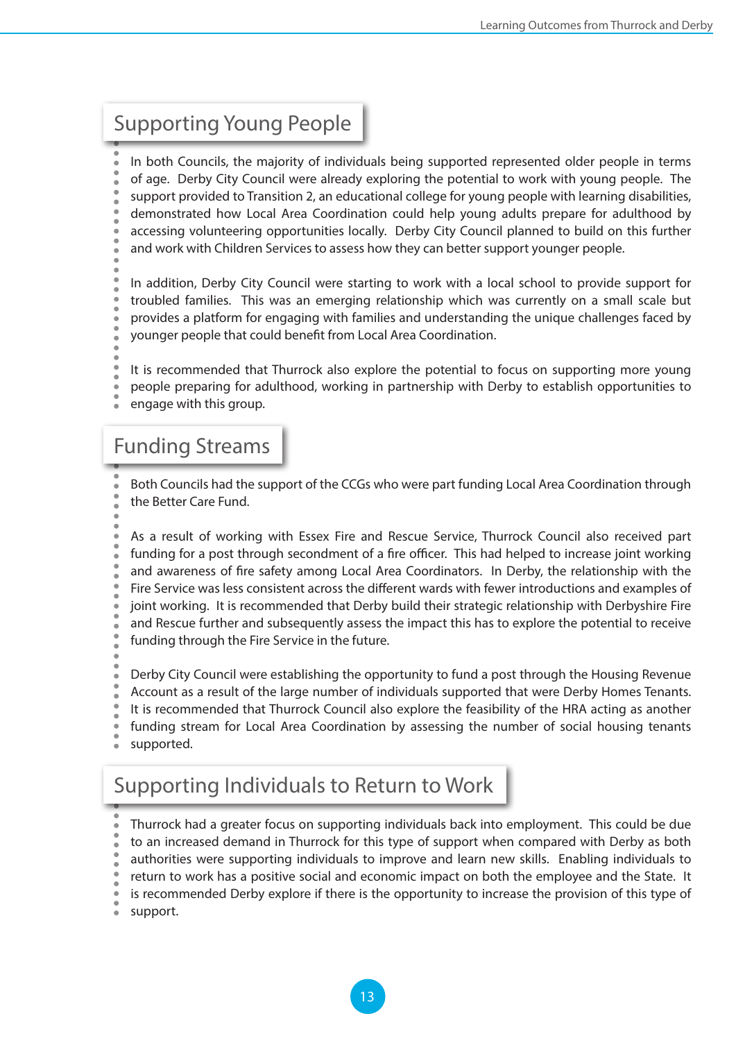## Supporting Young People

In both Councils, the majority of individuals being supported represented older people in terms of age. Derby City Council were already exploring the potential to work with young people. The support provided to Transition 2, an educational college for young people with learning disabilities, demonstrated how Local Area Coordination could help young adults prepare for adulthood by accessing volunteering opportunities locally. Derby City Council planned to build on this further and work with Children Services to assess how they can better support younger people.

In addition, Derby City Council were starting to work with a local school to provide support for troubled families. This was an emerging relationship which was currently on a small scale but provides a platform for engaging with families and understanding the unique challenges faced by younger people that could benefit from Local Area Coordination.

It is recommended that Thurrock also explore the potential to focus on supporting more young people preparing for adulthood, working in partnership with Derby to establish opportunities to engage with this group.

## Funding Streams

Both Councils had the support of the CCGs who were part funding Local Area Coordination through the Better Care Fund.

As a result of working with Essex Fire and Rescue Service, Thurrock Council also received part funding for a post through secondment of a fire officer. This had helped to increase joint working and awareness of fire safety among Local Area Coordinators. In Derby, the relationship with the Fire Service was less consistent across the different wards with fewer introductions and examples of joint working. It is recommended that Derby build their strategic relationship with Derbyshire Fire and Rescue further and subsequently assess the impact this has to explore the potential to receive funding through the Fire Service in the future.

Derby City Council were establishing the opportunity to fund a post through the Housing Revenue Account as a result of the large number of individuals supported that were Derby Homes Tenants. It is recommended that Thurrock Council also explore the feasibility of the HRA acting as another funding stream for Local Area Coordination by assessing the number of social housing tenants supported.

## Supporting Individuals to Return to Work

Thurrock had a greater focus on supporting individuals back into employment. This could be due to an increased demand in Thurrock for this type of support when compared with Derby as both authorities were supporting individuals to improve and learn new skills. Enabling individuals to return to work has a positive social and economic impact on both the employee and the State. It is recommended Derby explore if there is the opportunity to increase the provision of this type of support.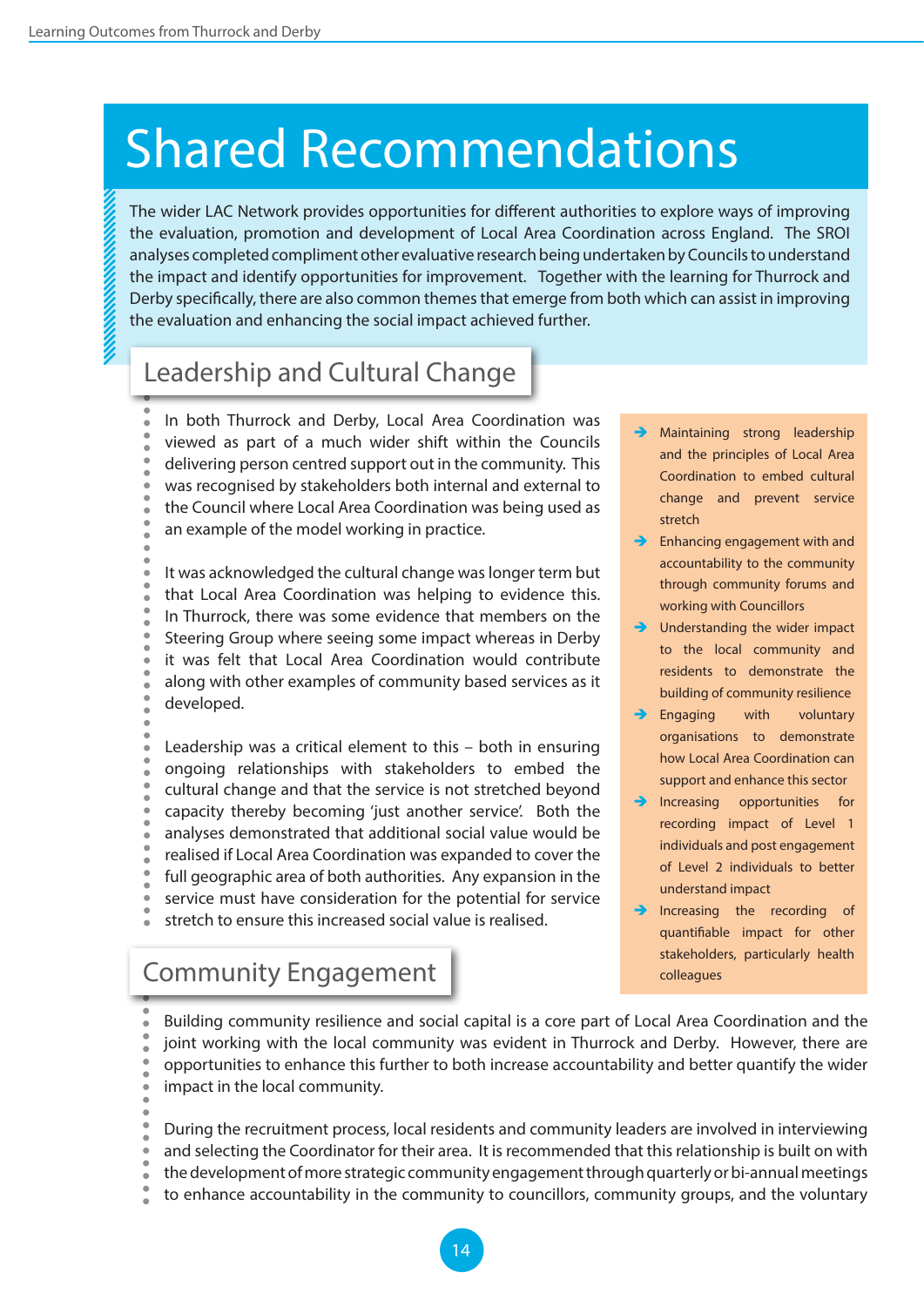# Shared Recommendations

The wider LAC Network provides opportunities for different authorities to explore ways of improving the evaluation, promotion and development of Local Area Coordination across England. The SROI analyses completed compliment other evaluative research being undertaken by Councils to understand the impact and identify opportunities for improvement. Together with the learning for Thurrock and Derby specifically, there are also common themes that emerge from both which can assist in improving the evaluation and enhancing the social impact achieved further.

## Leadership and Cultural Change

In both Thurrock and Derby, Local Area Coordination was viewed as part of a much wider shift within the Councils delivering person centred support out in the community. This was recognised by stakeholders both internal and external to the Council where Local Area Coordination was being used as an example of the model working in practice.

It was acknowledged the cultural change was longer term but that Local Area Coordination was helping to evidence this. In Thurrock, there was some evidence that members on the Steering Group where seeing some impact whereas in Derby it was felt that Local Area Coordination would contribute along with other examples of community based services as it developed.

Leadership was a critical element to this – both in ensuring ongoing relationships with stakeholders to embed the cultural change and that the service is not stretched beyond capacity thereby becoming 'just another service'. Both the analyses demonstrated that additional social value would be realised if Local Area Coordination was expanded to cover the full geographic area of both authorities. Any expansion in the service must have consideration for the potential for service stretch to ensure this increased social value is realised.

- Maintaining strong leadership and the principles of Local Area Coordination to embed cultural change and prevent service stretch
- Enhancing engagement with and accountability to the community through community forums and working with Councillors
- Understanding the wider impact to the local community and residents to demonstrate the building of community resilience
- Engaging with voluntary organisations to demonstrate how Local Area Coordination can support and enhance this sector
- Increasing opportunities for recording impact of Level 1 individuals and post engagement of Level 2 individuals to better understand impact
- Increasing the recording of quantifiable impact for other stakeholders, particularly health colleagues

## Community Engagement

Building community resilience and social capital is a core part of Local Area Coordination and the joint working with the local community was evident in Thurrock and Derby. However, there are opportunities to enhance this further to both increase accountability and better quantify the wider impact in the local community.

During the recruitment process, local residents and community leaders are involved in interviewing and selecting the Coordinator for their area. It is recommended that this relationship is built on with the development of more strategic community engagement through quarterly or bi-annual meetings to enhance accountability in the community to councillors, community groups, and the voluntary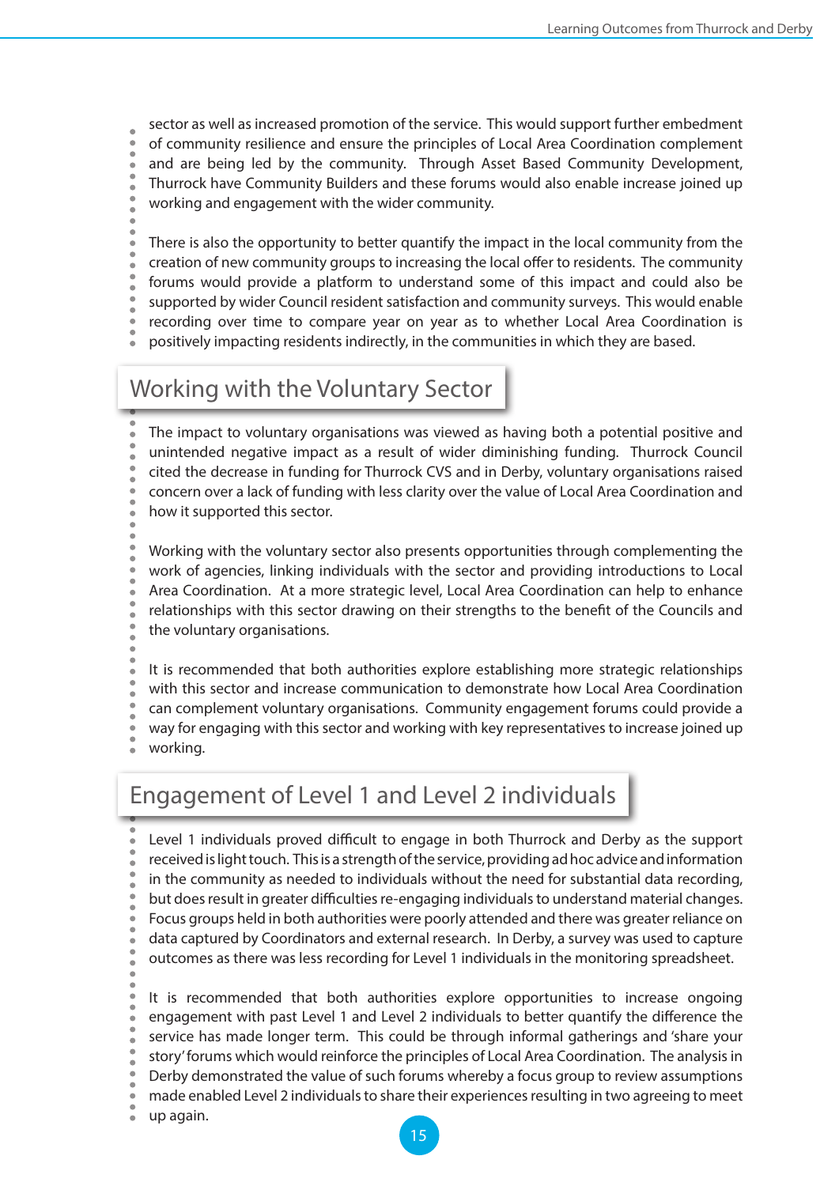sector as well as increased promotion of the service. This would support further embedment of community resilience and ensure the principles of Local Area Coordination complement and are being led by the community. Through Asset Based Community Development, Thurrock have Community Builders and these forums would also enable increase joined up working and engagement with the wider community.

There is also the opportunity to better quantify the impact in the local community from the creation of new community groups to increasing the local offer to residents. The community forums would provide a platform to understand some of this impact and could also be supported by wider Council resident satisfaction and community surveys. This would enable recording over time to compare year on year as to whether Local Area Coordination is positively impacting residents indirectly, in the communities in which they are based.

## Working with the Voluntary Sector

The impact to voluntary organisations was viewed as having both a potential positive and unintended negative impact as a result of wider diminishing funding. Thurrock Council cited the decrease in funding for Thurrock CVS and in Derby, voluntary organisations raised concern over a lack of funding with less clarity over the value of Local Area Coordination and how it supported this sector.

Working with the voluntary sector also presents opportunities through complementing the work of agencies, linking individuals with the sector and providing introductions to Local Area Coordination. At a more strategic level, Local Area Coordination can help to enhance relationships with this sector drawing on their strengths to the benefit of the Councils and the voluntary organisations.

It is recommended that both authorities explore establishing more strategic relationships with this sector and increase communication to demonstrate how Local Area Coordination can complement voluntary organisations. Community engagement forums could provide a way for engaging with this sector and working with key representatives to increase joined up working.

## Engagement of Level 1 and Level 2 individuals

Level 1 individuals proved difficult to engage in both Thurrock and Derby as the support received is light touch. This is a strength of the service, providing ad hoc advice and information in the community as needed to individuals without the need for substantial data recording, but does result in greater difficulties re-engaging individuals to understand material changes. Focus groups held in both authorities were poorly attended and there was greater reliance on data captured by Coordinators and external research. In Derby, a survey was used to capture outcomes as there was less recording for Level 1 individuals in the monitoring spreadsheet.

It is recommended that both authorities explore opportunities to increase ongoing engagement with past Level 1 and Level 2 individuals to better quantify the difference the service has made longer term. This could be through informal gatherings and 'share your story' forums which would reinforce the principles of Local Area Coordination. The analysis in Derby demonstrated the value of such forums whereby a focus group to review assumptions made enabled Level 2 individuals to share their experiences resulting in two agreeing to meet up again.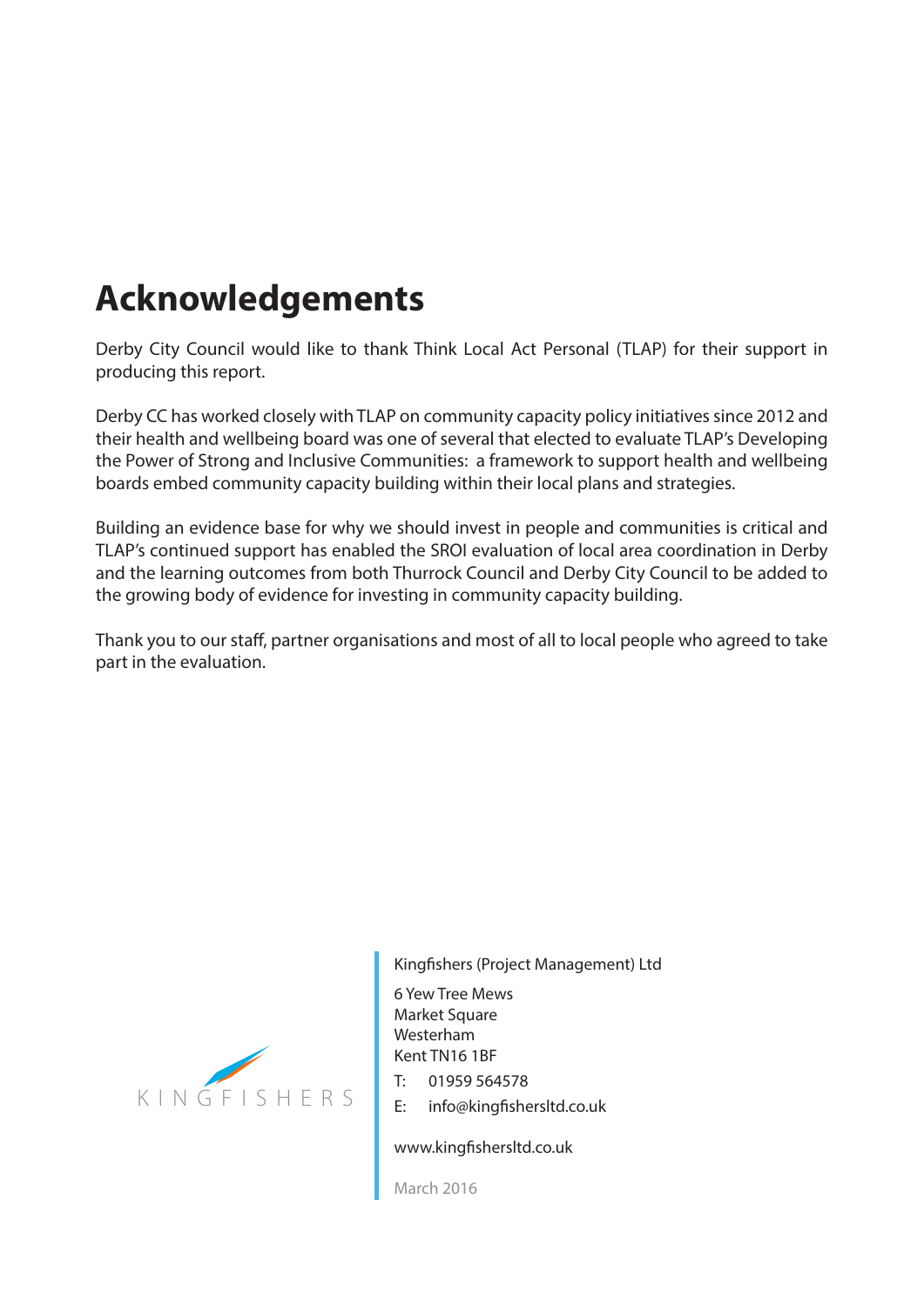# Acknowledgements

Derby City Council would like to thank Think Local Act Personal (TLAP) for their support in producing this report.

Derby CC has worked closely with TLAP on community capacity policy initiatives since 2012 and their health and wellbeing board was one of several that elected to evaluate TLAP's Developing the Power of Strong and Inclusive Communities: a framework to support health and wellbeing boards embed community capacity building within their local plans and strategies.

Building an evidence base for why we should invest in people and communities is critical and TLAP's continued support has enabled the SROI evaluation of local area coordination in Derby and the learning outcomes from both Thurrock Council and Derby City Council to be added to the growing body of evidence for investing in community capacity building.

Thank you to our staff, partner organisations and most of all to local people who agreed to take part in the evaluation.

KINGFISHERS

Kingfishers (Project Management) Ltd

6 Yew Tree Mews
Market Square
Westerham
Kent TN16 1BF

T: 01959 564578

E: info@kingfishersltd.co.uk

www.kingfishersltd.co.uk

March 2016